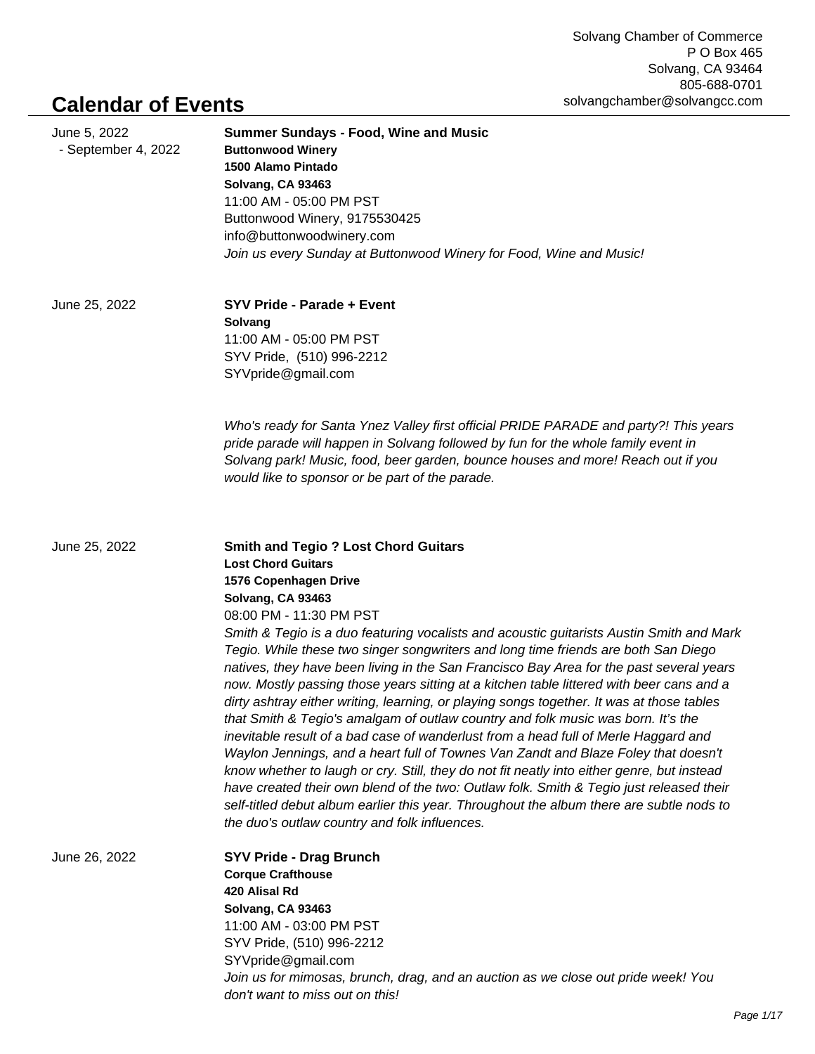Solvang Chamber of Commerce
P O Box 465
Solvang, CA 93464
805-688-0701
solvangchamber@solvangcc.com

# Calendar of Events

June 5, 2022
- September 4, 2022

**Summer Sundays - Food, Wine and Music**
**Buttonwood Winery**
**1500 Alamo Pintado**
**Solvang, CA 93463**
11:00 AM - 05:00 PM PST
Buttonwood Winery, 9175530425
info@buttonwoodwinery.com
*Join us every Sunday at Buttonwood Winery for Food, Wine and Music!*

June 25, 2022

**SYV Pride - Parade + Event**
**Solvang**
11:00 AM - 05:00 PM PST
SYV Pride, (510) 996-2212
SYVpride@gmail.com

*Who's ready for Santa Ynez Valley first official PRIDE PARADE and party?! This years pride parade will happen in Solvang followed by fun for the whole family event in Solvang park! Music, food, beer garden, bounce houses and more! Reach out if you would like to sponsor or be part of the parade.*

June 25, 2022

**Smith and Tegio ? Lost Chord Guitars**
**Lost Chord Guitars**
**1576 Copenhagen Drive**
**Solvang, CA 93463**
08:00 PM - 11:30 PM PST
*Smith & Tegio is a duo featuring vocalists and acoustic guitarists Austin Smith and Mark Tegio. While these two singer songwriters and long time friends are both San Diego natives, they have been living in the San Francisco Bay Area for the past several years now. Mostly passing those years sitting at a kitchen table littered with beer cans and a dirty ashtray either writing, learning, or playing songs together. It was at those tables that Smith & Tegio's amalgam of outlaw country and folk music was born. It's the inevitable result of a bad case of wanderlust from a head full of Merle Haggard and Waylon Jennings, and a heart full of Townes Van Zandt and Blaze Foley that doesn't know whether to laugh or cry. Still, they do not fit neatly into either genre, but instead have created their own blend of the two: Outlaw folk. Smith & Tegio just released their self-titled debut album earlier this year. Throughout the album there are subtle nods to the duo's outlaw country and folk influences.*

June 26, 2022

**SYV Pride - Drag Brunch**
**Corque Crafthouse**
**420 Alisal Rd**
**Solvang, CA 93463**
11:00 AM - 03:00 PM PST
SYV Pride, (510) 996-2212
SYVpride@gmail.com
*Join us for mimosas, brunch, drag, and an auction as we close out pride week! You don't want to miss out on this!*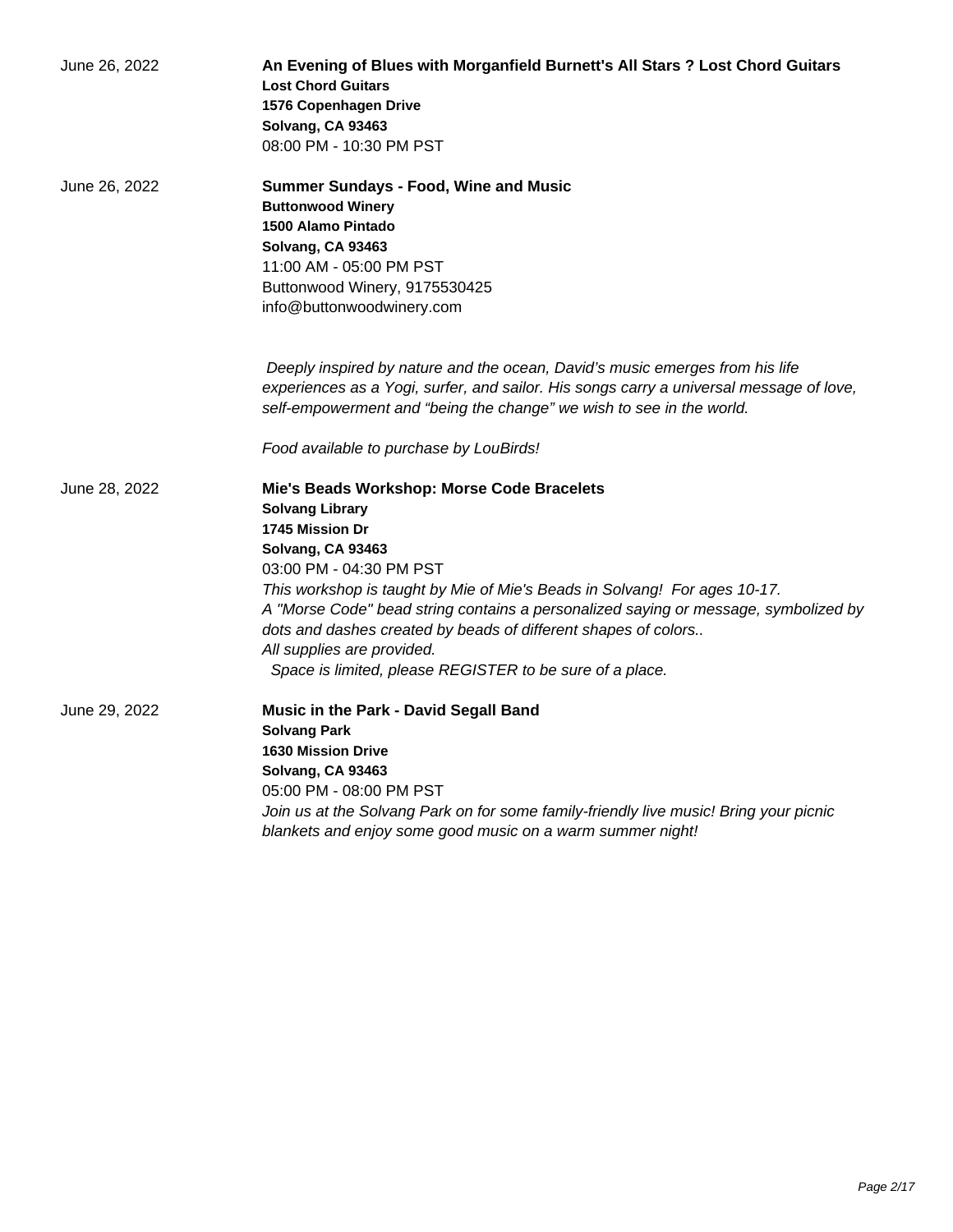June 26, 2022

**An Evening of Blues with Morganfield Burnett's All Stars ? Lost Chord Guitars**
**Lost Chord Guitars**
**1576 Copenhagen Drive**
**Solvang, CA 93463**
08:00 PM - 10:30 PM PST

June 26, 2022

**Summer Sundays - Food, Wine and Music**
**Buttonwood Winery**
**1500 Alamo Pintado**
**Solvang, CA 93463**
11:00 AM - 05:00 PM PST
Buttonwood Winery, 9175530425
info@buttonwoodwinery.com

*Deeply inspired by nature and the ocean, David's music emerges from his life experiences as a Yogi, surfer, and sailor. His songs carry a universal message of love, self-empowerment and "being the change" we wish to see in the world.*

*Food available to purchase by LouBirds!*

June 28, 2022

**Mie's Beads Workshop: Morse Code Bracelets**
**Solvang Library**
**1745 Mission Dr**
**Solvang, CA 93463**
03:00 PM - 04:30 PM PST
*This workshop is taught by Mie of Mie's Beads in Solvang! For ages 10-17.*
*A "Morse Code" bead string contains a personalized saying or message, symbolized by dots and dashes created by beads of different shapes of colors..*
*All supplies are provided.*
*Space is limited, please REGISTER to be sure of a place.*

June 29, 2022

**Music in the Park - David Segall Band**
**Solvang Park**
**1630 Mission Drive**
**Solvang, CA 93463**
05:00 PM - 08:00 PM PST
*Join us at the Solvang Park on for some family-friendly live music! Bring your picnic blankets and enjoy some good music on a warm summer night!*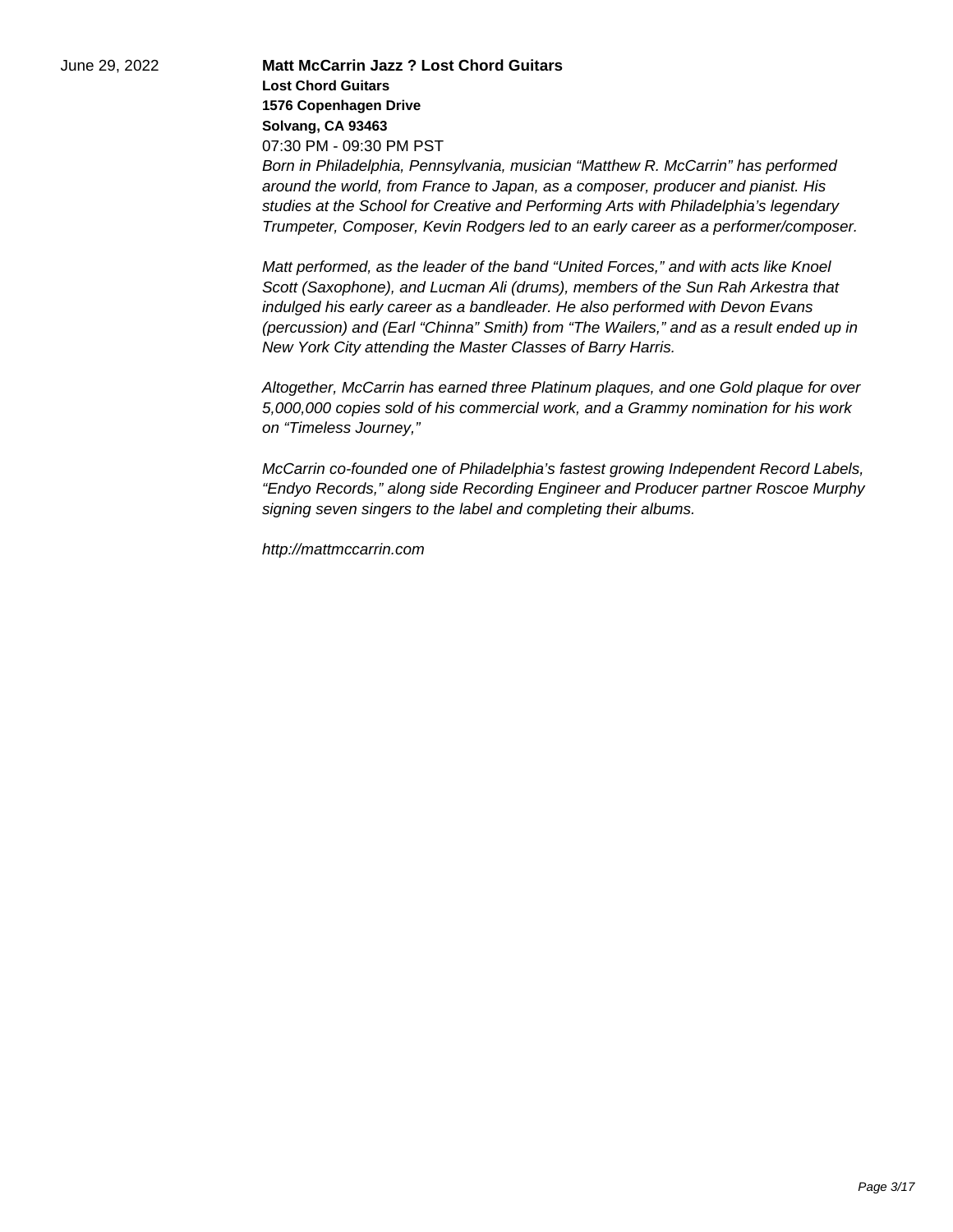June 29, 2022

**Matt McCarrin Jazz ? Lost Chord Guitars**

**Lost Chord Guitars**
**1576 Copenhagen Drive**
**Solvang, CA 93463**
07:30 PM - 09:30 PM PST

*Born in Philadelphia, Pennsylvania, musician “Matthew R. McCarrin” has performed around the world, from France to Japan, as a composer, producer and pianist. His studies at the School for Creative and Performing Arts with Philadelphia’s legendary Trumpeter, Composer, Kevin Rodgers led to an early career as a performer/composer.*

*Matt performed, as the leader of the band “United Forces,” and with acts like Knoel Scott (Saxophone), and Lucman Ali (drums), members of the Sun Rah Arkestra that indulged his early career as a bandleader. He also performed with Devon Evans (percussion) and (Earl “Chinna” Smith) from “The Wailers,” and as a result ended up in New York City attending the Master Classes of Barry Harris.*

*Altogether, McCarrin has earned three Platinum plaques, and one Gold plaque for over 5,000,000 copies sold of his commercial work, and a Grammy nomination for his work on “Timeless Journey,”*

*McCarrin co-founded one of Philadelphia’s fastest growing Independent Record Labels, “Endyo Records,” along side Recording Engineer and Producer partner Roscoe Murphy signing seven singers to the label and completing their albums.*

*http://mattmccarrin.com*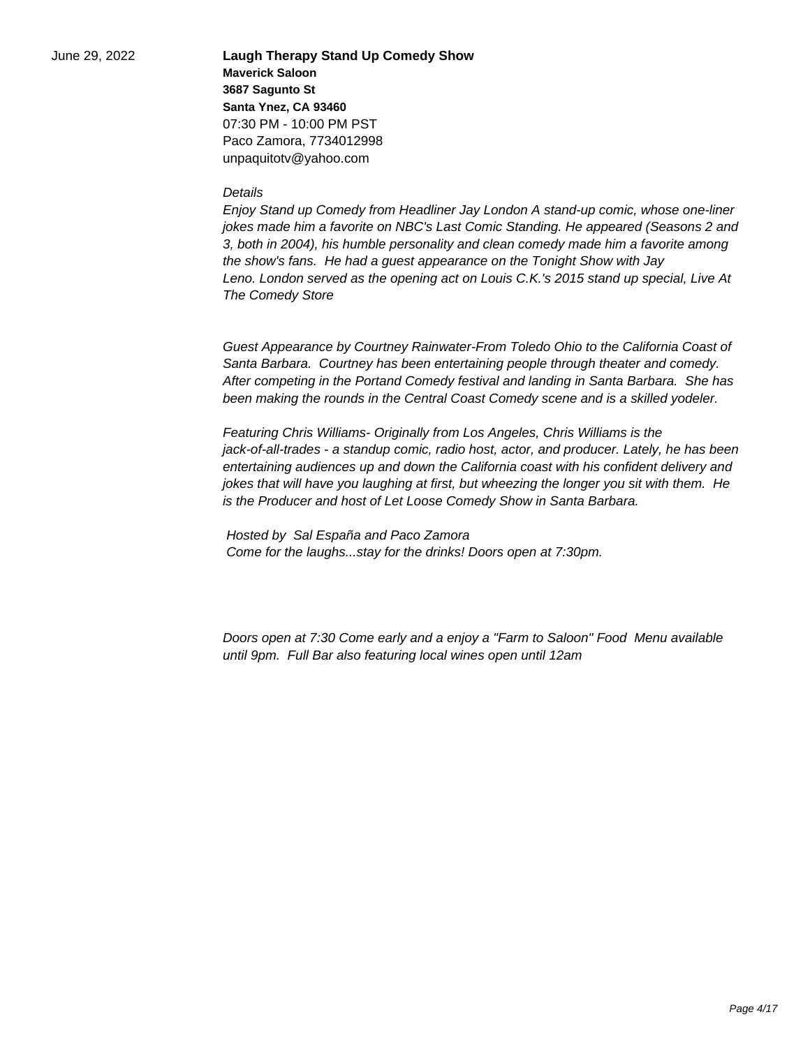June 29, 2022

**Laugh Therapy Stand Up Comedy Show**
**Maverick Saloon**
**3687 Sagunto St**
**Santa Ynez, CA 93460**
07:30 PM - 10:00 PM PST
Paco Zamora, 7734012998
unpaquitotv@yahoo.com

*Details*

*Enjoy Stand up Comedy from Headliner Jay London A stand-up comic, whose one-liner jokes made him a favorite on NBC's Last Comic Standing. He appeared (Seasons 2 and 3, both in 2004), his humble personality and clean comedy made him a favorite among the show's fans. He had a guest appearance on the Tonight Show with Jay Leno. London served as the opening act on Louis C.K.'s 2015 stand up special, Live At The Comedy Store*

*Guest Appearance by Courtney Rainwater-From Toledo Ohio to the California Coast of Santa Barbara. Courtney has been entertaining people through theater and comedy. After competing in the Portand Comedy festival and landing in Santa Barbara. She has been making the rounds in the Central Coast Comedy scene and is a skilled yodeler.*

*Featuring Chris Williams- Originally from Los Angeles, Chris Williams is the jack-of-all-trades - a standup comic, radio host, actor, and producer. Lately, he has been entertaining audiences up and down the California coast with his confident delivery and jokes that will have you laughing at first, but wheezing the longer you sit with them. He is the Producer and host of Let Loose Comedy Show in Santa Barbara.*

*Hosted by Sal España and Paco Zamora*
*Come for the laughs...stay for the drinks! Doors open at 7:30pm.*

*Doors open at 7:30 Come early and a enjoy a "Farm to Saloon" Food Menu available until 9pm. Full Bar also featuring local wines open until 12am*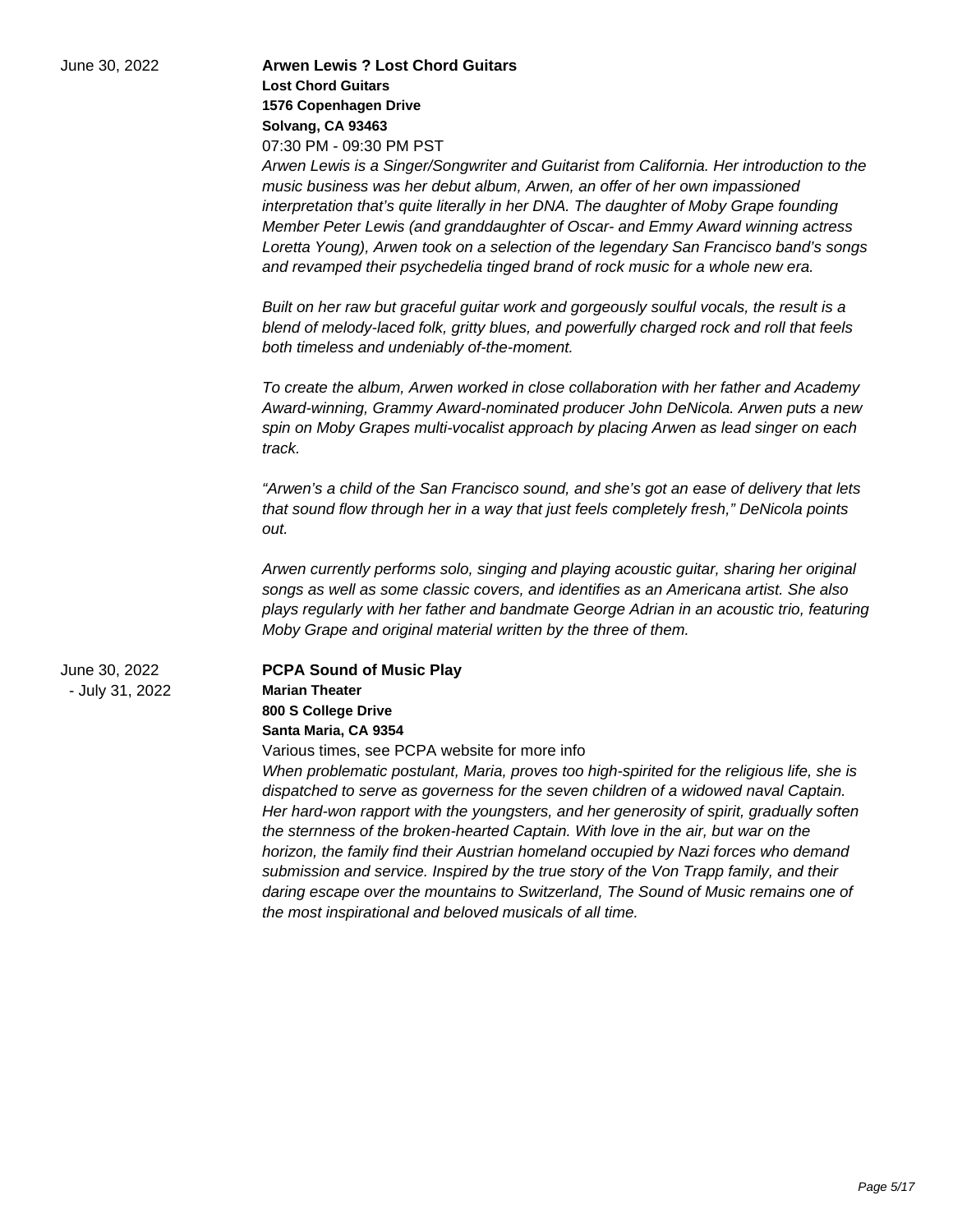June 30, 2022

**Arwen Lewis ? Lost Chord Guitars**

**Lost Chord Guitars**
**1576 Copenhagen Drive**
**Solvang, CA 93463**

07:30 PM - 09:30 PM PST

*Arwen Lewis is a Singer/Songwriter and Guitarist from California. Her introduction to the music business was her debut album, Arwen, an offer of her own impassioned interpretation that's quite literally in her DNA. The daughter of Moby Grape founding Member Peter Lewis (and granddaughter of Oscar- and Emmy Award winning actress Loretta Young), Arwen took on a selection of the legendary San Francisco band's songs and revamped their psychedelia tinged brand of rock music for a whole new era.*

*Built on her raw but graceful guitar work and gorgeously soulful vocals, the result is a blend of melody-laced folk, gritty blues, and powerfully charged rock and roll that feels both timeless and undeniably of-the-moment.*

*To create the album, Arwen worked in close collaboration with her father and Academy Award-winning, Grammy Award-nominated producer John DeNicola. Arwen puts a new spin on Moby Grapes multi-vocalist approach by placing Arwen as lead singer on each track.*

*"Arwen's a child of the San Francisco sound, and she's got an ease of delivery that lets that sound flow through her in a way that just feels completely fresh," DeNicola points out.*

*Arwen currently performs solo, singing and playing acoustic guitar, sharing her original songs as well as some classic covers, and identifies as an Americana artist. She also plays regularly with her father and bandmate George Adrian in an acoustic trio, featuring Moby Grape and original material written by the three of them.*

June 30, 2022 - July 31, 2022

**PCPA Sound of Music Play**

**Marian Theater**
**800 S College Drive**
**Santa Maria, CA 9354**

Various times, see PCPA website for more info

*When problematic postulant, Maria, proves too high-spirited for the religious life, she is dispatched to serve as governess for the seven children of a widowed naval Captain. Her hard-won rapport with the youngsters, and her generosity of spirit, gradually soften the sternness of the broken-hearted Captain. With love in the air, but war on the horizon, the family find their Austrian homeland occupied by Nazi forces who demand submission and service. Inspired by the true story of the Von Trapp family, and their daring escape over the mountains to Switzerland, The Sound of Music remains one of the most inspirational and beloved musicals of all time.*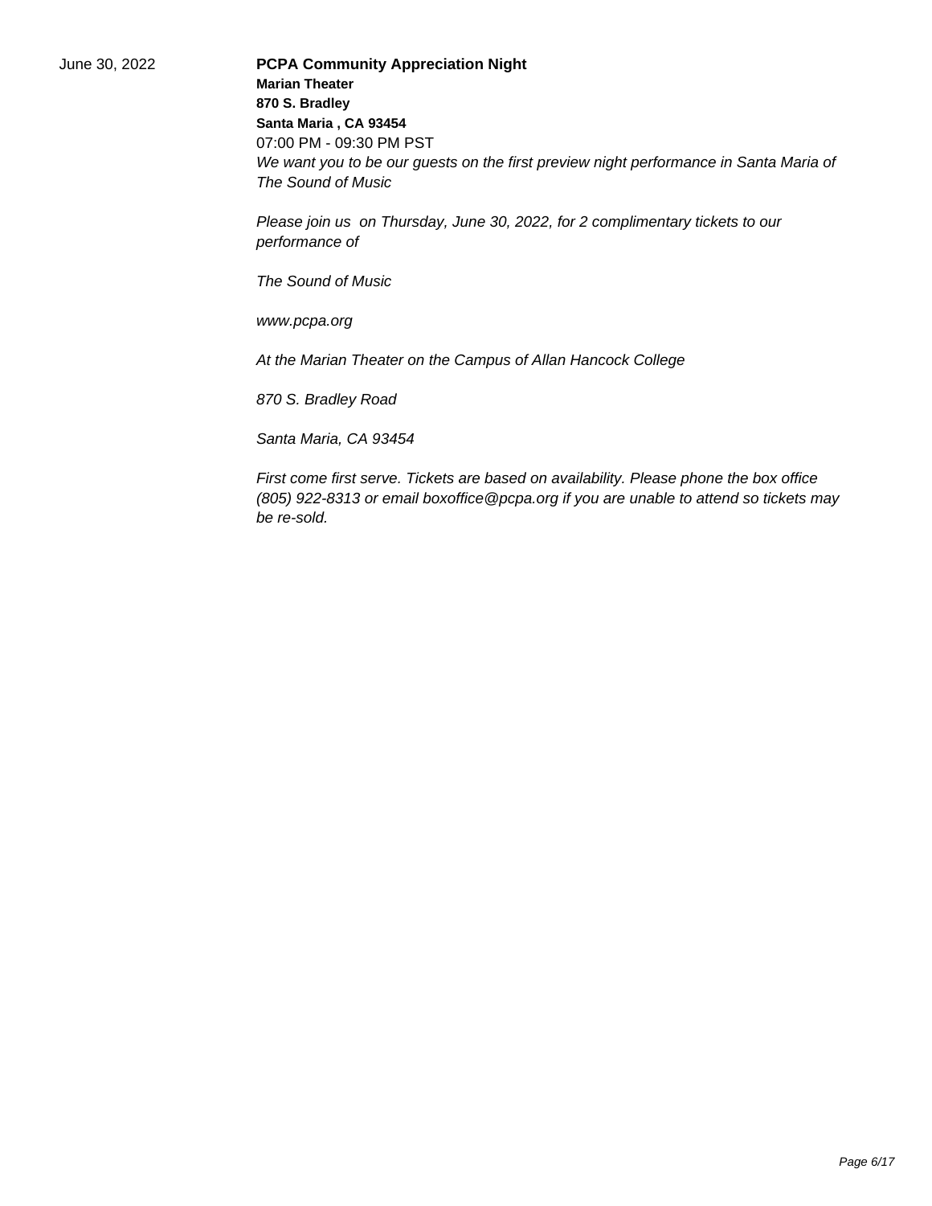June 30, 2022

**PCPA Community Appreciation Night**
**Marian Theater**
**870 S. Bradley**
**Santa Maria , CA 93454**
07:00 PM - 09:30 PM PST

*We want you to be our guests on the first preview night performance in Santa Maria of The Sound of Music*

*Please join us on Thursday, June 30, 2022, for 2 complimentary tickets to our performance of*

*The Sound of Music*

*www.pcpa.org*

*At the Marian Theater on the Campus of Allan Hancock College*

*870 S. Bradley Road*

*Santa Maria, CA 93454*

*First come first serve. Tickets are based on availability. Please phone the box office (805) 922-8313 or email boxoffice@pcpa.org if you are unable to attend so tickets may be re-sold.*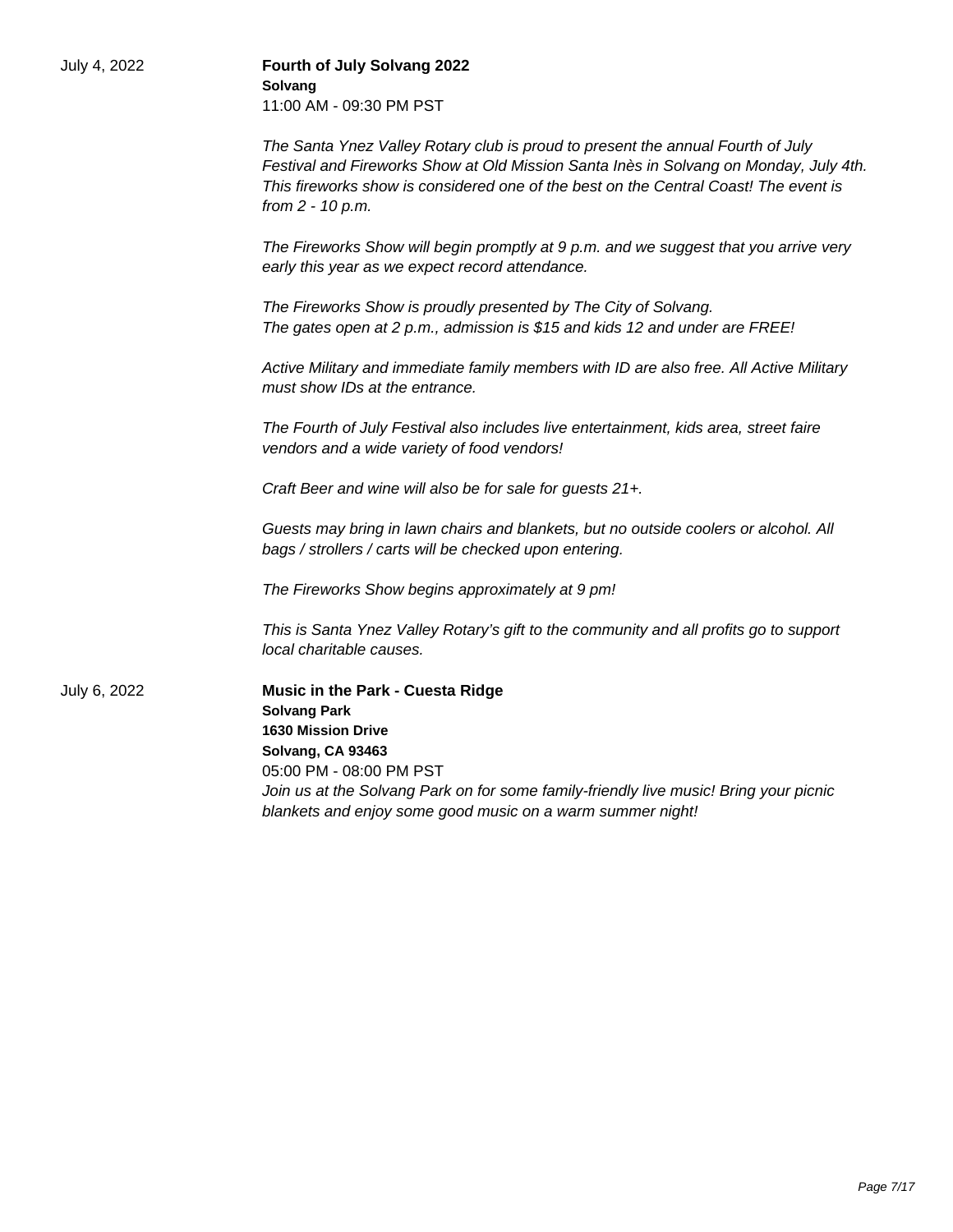July 4, 2022

**Fourth of July Solvang 2022**
**Solvang**
11:00 AM - 09:30 PM PST

*The Santa Ynez Valley Rotary club is proud to present the annual Fourth of July Festival and Fireworks Show at Old Mission Santa Inès in Solvang on Monday, July 4th. This fireworks show is considered one of the best on the Central Coast! The event is from 2 - 10 p.m.*

*The Fireworks Show will begin promptly at 9 p.m. and we suggest that you arrive very early this year as we expect record attendance.*

*The Fireworks Show is proudly presented by The City of Solvang.*
*The gates open at 2 p.m., admission is $15 and kids 12 and under are FREE!*

*Active Military and immediate family members with ID are also free. All Active Military must show IDs at the entrance.*

*The Fourth of July Festival also includes live entertainment, kids area, street faire vendors and a wide variety of food vendors!*

*Craft Beer and wine will also be for sale for guests 21+.*

*Guests may bring in lawn chairs and blankets, but no outside coolers or alcohol. All bags / strollers / carts will be checked upon entering.*

*The Fireworks Show begins approximately at 9 pm!*

*This is Santa Ynez Valley Rotary's gift to the community and all profits go to support local charitable causes.*

July 6, 2022

**Music in the Park - Cuesta Ridge**
**Solvang Park**
**1630 Mission Drive**
**Solvang, CA 93463**
05:00 PM - 08:00 PM PST
*Join us at the Solvang Park on for some family-friendly live music! Bring your picnic blankets and enjoy some good music on a warm summer night!*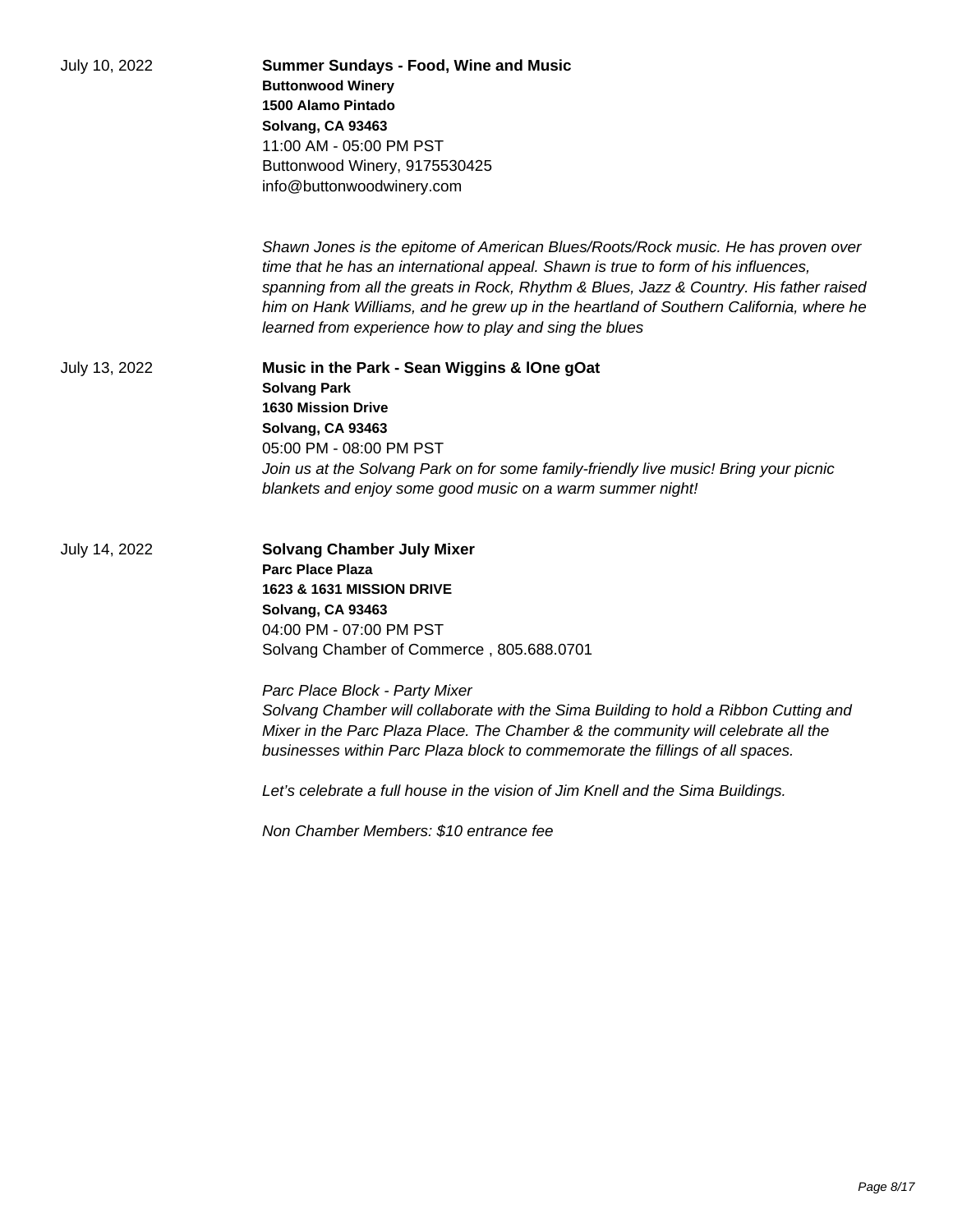July 10, 2022

**Summer Sundays - Food, Wine and Music**
**Buttonwood Winery**
**1500 Alamo Pintado**
**Solvang, CA 93463**
11:00 AM - 05:00 PM PST
Buttonwood Winery, 9175530425
info@buttonwoodwinery.com

*Shawn Jones is the epitome of American Blues/Roots/Rock music. He has proven over time that he has an international appeal. Shawn is true to form of his influences, spanning from all the greats in Rock, Rhythm & Blues, Jazz & Country. His father raised him on Hank Williams, and he grew up in the heartland of Southern California, where he learned from experience how to play and sing the blues*

July 13, 2022

**Music in the Park - Sean Wiggins & lOne gOat**
**Solvang Park**
**1630 Mission Drive**
**Solvang, CA 93463**
05:00 PM - 08:00 PM PST
*Join us at the Solvang Park on for some family-friendly live music! Bring your picnic blankets and enjoy some good music on a warm summer night!*

July 14, 2022

**Solvang Chamber July Mixer**
**Parc Place Plaza**
**1623 & 1631 MISSION DRIVE**
**Solvang, CA 93463**
04:00 PM - 07:00 PM PST
Solvang Chamber of Commerce , 805.688.0701

*Parc Place Block - Party Mixer*
*Solvang Chamber will collaborate with the Sima Building to hold a Ribbon Cutting and Mixer in the Parc Plaza Place. The Chamber & the community will celebrate all the businesses within Parc Plaza block to commemorate the fillings of all spaces.*

*Let's celebrate a full house in the vision of Jim Knell and the Sima Buildings.*

*Non Chamber Members: $10 entrance fee*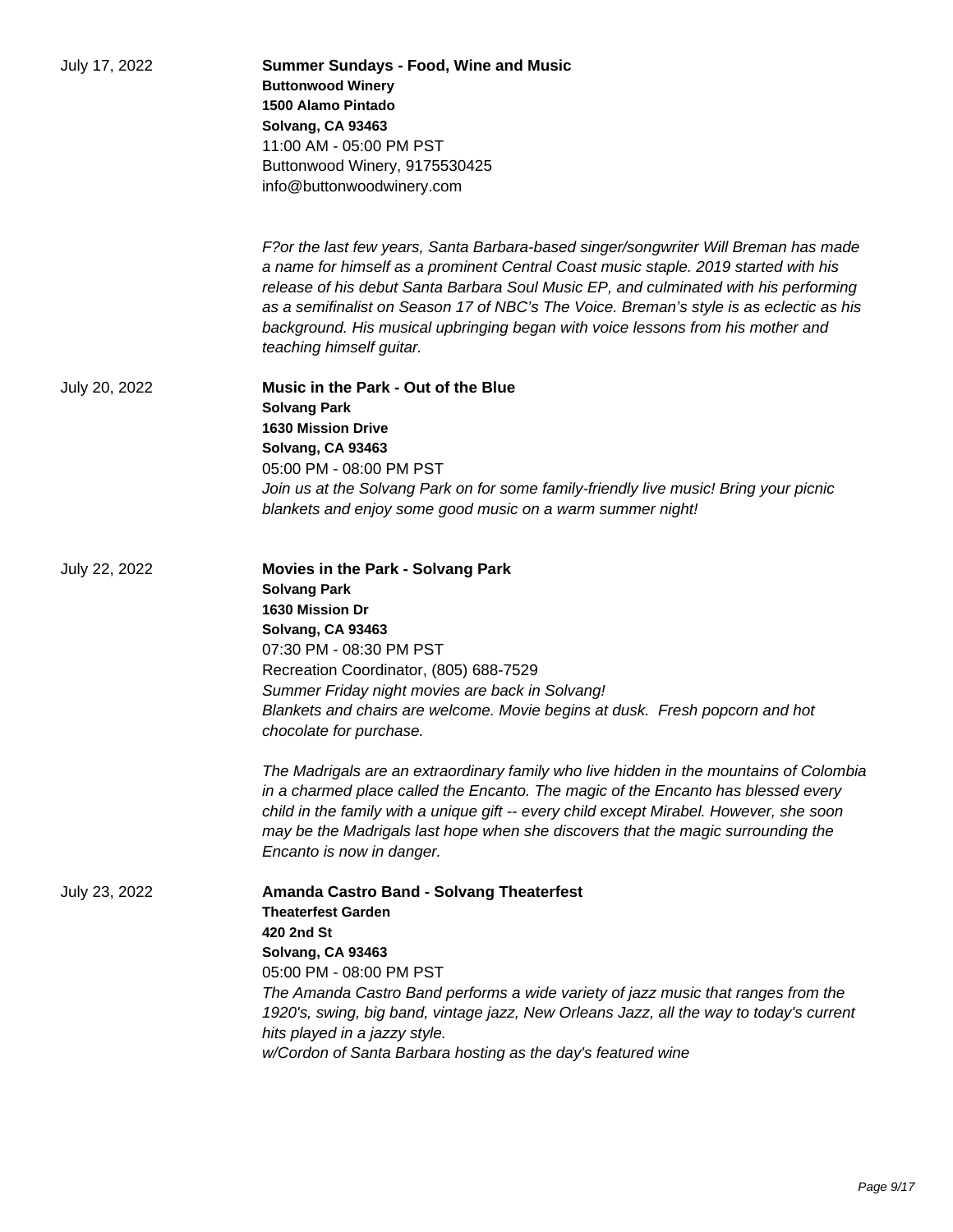July 17, 2022

**Summer Sundays - Food, Wine and Music**
**Buttonwood Winery**
**1500 Alamo Pintado**
**Solvang, CA 93463**
11:00 AM - 05:00 PM PST
Buttonwood Winery, 9175530425
info@buttonwoodwinery.com

*F?or the last few years, Santa Barbara-based singer/songwriter Will Breman has made a name for himself as a prominent Central Coast music staple. 2019 started with his release of his debut Santa Barbara Soul Music EP, and culminated with his performing as a semifinalist on Season 17 of NBC's The Voice. Breman's style is as eclectic as his background. His musical upbringing began with voice lessons from his mother and teaching himself guitar.*

July 20, 2022

**Music in the Park - Out of the Blue**
**Solvang Park**
**1630 Mission Drive**
**Solvang, CA 93463**
05:00 PM - 08:00 PM PST
*Join us at the Solvang Park on for some family-friendly live music! Bring your picnic blankets and enjoy some good music on a warm summer night!*

July 22, 2022

**Movies in the Park - Solvang Park**
**Solvang Park**
**1630 Mission Dr**
**Solvang, CA 93463**
07:30 PM - 08:30 PM PST
Recreation Coordinator, (805) 688-7529
*Summer Friday night movies are back in Solvang!*
*Blankets and chairs are welcome. Movie begins at dusk. Fresh popcorn and hot chocolate for purchase.*

*The Madrigals are an extraordinary family who live hidden in the mountains of Colombia in a charmed place called the Encanto. The magic of the Encanto has blessed every child in the family with a unique gift -- every child except Mirabel. However, she soon may be the Madrigals last hope when she discovers that the magic surrounding the Encanto is now in danger.*

July 23, 2022

**Amanda Castro Band - Solvang Theaterfest**
**Theaterfest Garden**
**420 2nd St**
**Solvang, CA 93463**
05:00 PM - 08:00 PM PST
*The Amanda Castro Band performs a wide variety of jazz music that ranges from the 1920's, swing, big band, vintage jazz, New Orleans Jazz, all the way to today's current hits played in a jazzy style.*
*w/Cordon of Santa Barbara hosting as the day's featured wine*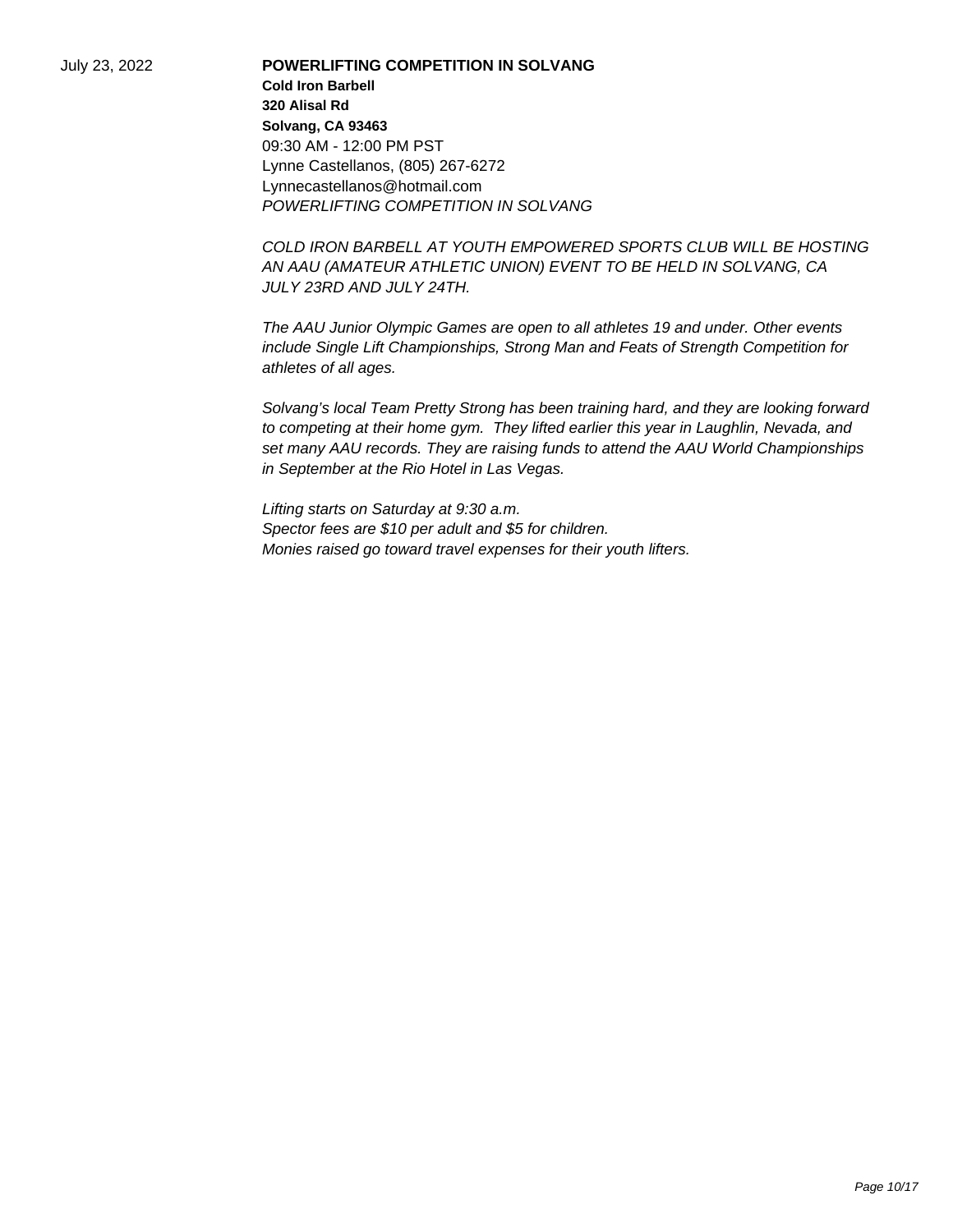July 23, 2022

**POWERLIFTING COMPETITION IN SOLVANG**

**Cold Iron Barbell**
**320 Alisal Rd**
**Solvang, CA 93463**
09:30 AM - 12:00 PM PST
Lynne Castellanos, (805) 267-6272
Lynnecastellanos@hotmail.com
*POWERLIFTING COMPETITION IN SOLVANG*

*COLD IRON BARBELL AT YOUTH EMPOWERED SPORTS CLUB WILL BE HOSTING AN AAU (AMATEUR ATHLETIC UNION) EVENT TO BE HELD IN SOLVANG, CA JULY 23RD AND JULY 24TH.*

*The AAU Junior Olympic Games are open to all athletes 19 and under. Other events include Single Lift Championships, Strong Man and Feats of Strength Competition for athletes of all ages.*

*Solvang's local Team Pretty Strong has been training hard, and they are looking forward to competing at their home gym. They lifted earlier this year in Laughlin, Nevada, and set many AAU records. They are raising funds to attend the AAU World Championships in September at the Rio Hotel in Las Vegas.*

*Lifting starts on Saturday at 9:30 a.m.*
*Spector fees are $10 per adult and $5 for children.*
*Monies raised go toward travel expenses for their youth lifters.*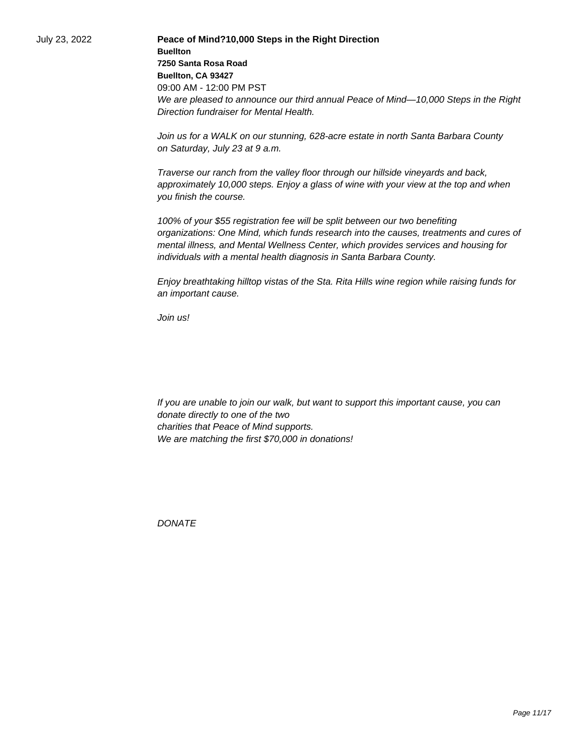July 23, 2022

**Peace of Mind?10,000 Steps in the Right Direction**

**Buellton**
**7250 Santa Rosa Road**
**Buellton, CA 93427**

09:00 AM - 12:00 PM PST

*We are pleased to announce our third annual Peace of Mind—10,000 Steps in the Right Direction fundraiser for Mental Health.*

*Join us for a WALK on our stunning, 628-acre estate in north Santa Barbara County on Saturday, July 23 at 9 a.m.*

*Traverse our ranch from the valley floor through our hillside vineyards and back, approximately 10,000 steps. Enjoy a glass of wine with your view at the top and when you finish the course.*

*100% of your $55 registration fee will be split between our two benefiting organizations: One Mind, which funds research into the causes, treatments and cures of mental illness, and Mental Wellness Center, which provides services and housing for individuals with a mental health diagnosis in Santa Barbara County.*

*Enjoy breathtaking hilltop vistas of the Sta. Rita Hills wine region while raising funds for an important cause.*

*Join us!*

*If you are unable to join our walk, but want to support this important cause, you can donate directly to one of the two charities that Peace of Mind supports.*
*We are matching the first $70,000 in donations!*

*DONATE*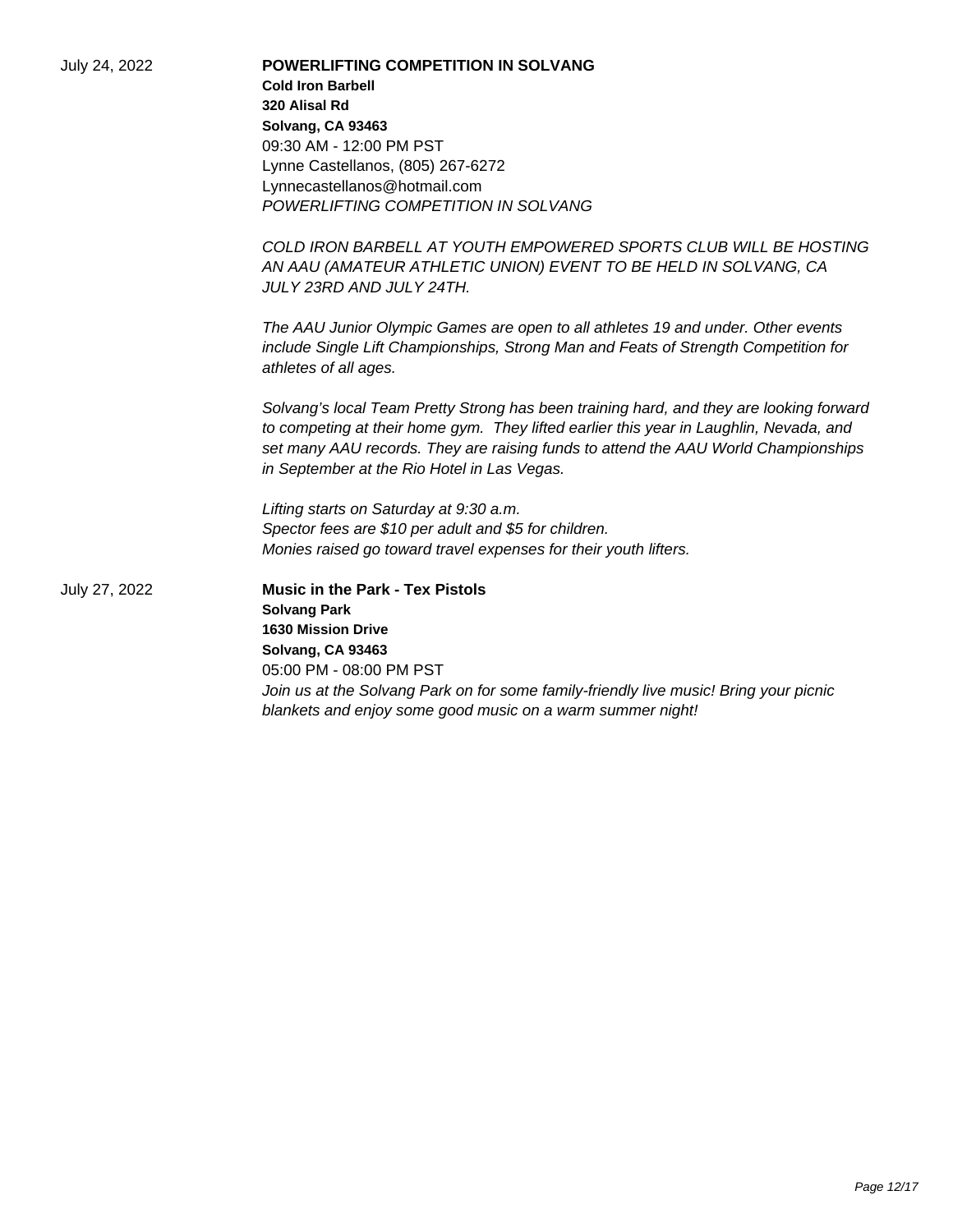July 24, 2022

**POWERLIFTING COMPETITION IN SOLVANG**
**Cold Iron Barbell**
**320 Alisal Rd**
**Solvang, CA 93463**
09:30 AM - 12:00 PM PST
Lynne Castellanos, (805) 267-6272
Lynnecastellanos@hotmail.com
*POWERLIFTING COMPETITION IN SOLVANG*

*COLD IRON BARBELL AT YOUTH EMPOWERED SPORTS CLUB WILL BE HOSTING AN AAU (AMATEUR ATHLETIC UNION) EVENT TO BE HELD IN SOLVANG, CA JULY 23RD AND JULY 24TH.*

*The AAU Junior Olympic Games are open to all athletes 19 and under. Other events include Single Lift Championships, Strong Man and Feats of Strength Competition for athletes of all ages.*

*Solvang's local Team Pretty Strong has been training hard, and they are looking forward to competing at their home gym. They lifted earlier this year in Laughlin, Nevada, and set many AAU records. They are raising funds to attend the AAU World Championships in September at the Rio Hotel in Las Vegas.*

*Lifting starts on Saturday at 9:30 a.m.*
*Spector fees are $10 per adult and $5 for children.*
*Monies raised go toward travel expenses for their youth lifters.*

July 27, 2022

**Music in the Park - Tex Pistols**
**Solvang Park**
**1630 Mission Drive**
**Solvang, CA 93463**
05:00 PM - 08:00 PM PST
*Join us at the Solvang Park on for some family-friendly live music! Bring your picnic blankets and enjoy some good music on a warm summer night!*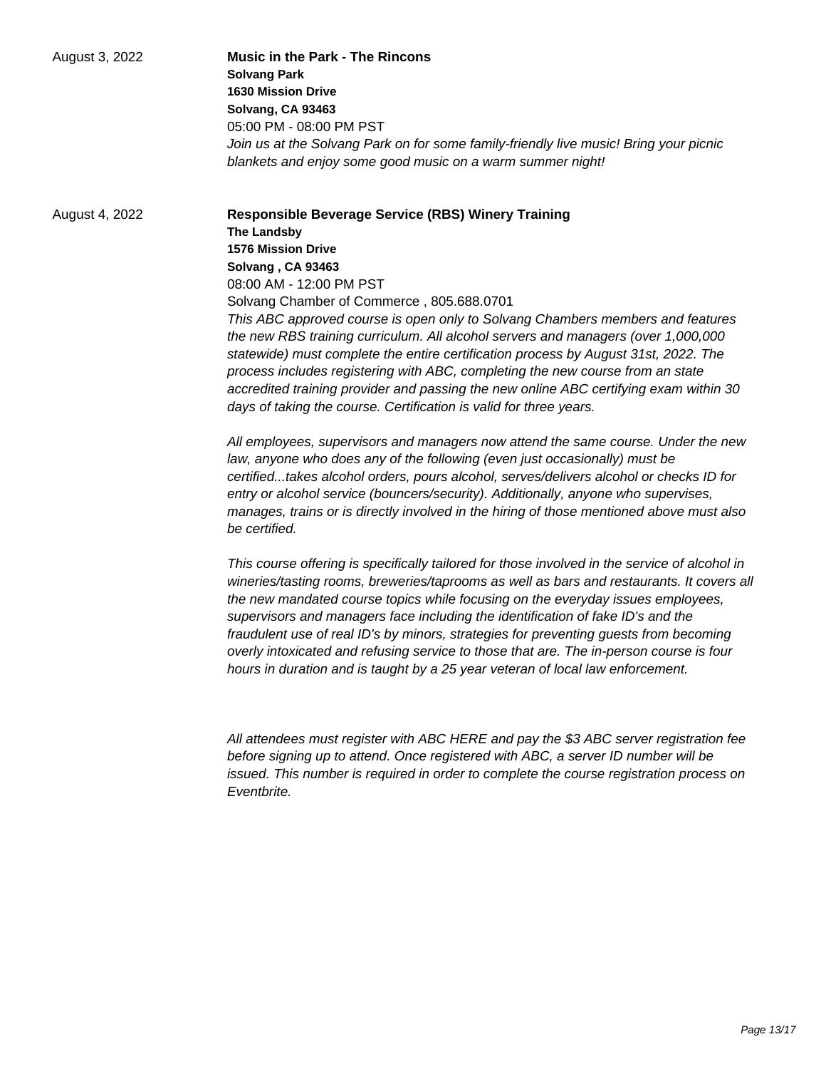August 3, 2022

**Music in the Park - The Rincons**
**Solvang Park**
**1630 Mission Drive**
**Solvang, CA 93463**
05:00 PM - 08:00 PM PST
*Join us at the Solvang Park on for some family-friendly live music! Bring your picnic blankets and enjoy some good music on a warm summer night!*

August 4, 2022

**Responsible Beverage Service (RBS) Winery Training**
**The Landsby**
**1576 Mission Drive**
**Solvang , CA 93463**
08:00 AM - 12:00 PM PST
Solvang Chamber of Commerce , 805.688.0701
*This ABC approved course is open only to Solvang Chambers members and features the new RBS training curriculum. All alcohol servers and managers (over 1,000,000 statewide) must complete the entire certification process by August 31st, 2022. The process includes registering with ABC, completing the new course from an state accredited training provider and passing the new online ABC certifying exam within 30 days of taking the course. Certification is valid for three years.*

*All employees, supervisors and managers now attend the same course. Under the new law, anyone who does any of the following (even just occasionally) must be certified...takes alcohol orders, pours alcohol, serves/delivers alcohol or checks ID for entry or alcohol service (bouncers/security). Additionally, anyone who supervises, manages, trains or is directly involved in the hiring of those mentioned above must also be certified.*

*This course offering is specifically tailored for those involved in the service of alcohol in wineries/tasting rooms, breweries/taprooms as well as bars and restaurants. It covers all the new mandated course topics while focusing on the everyday issues employees, supervisors and managers face including the identification of fake ID's and the fraudulent use of real ID's by minors, strategies for preventing guests from becoming overly intoxicated and refusing service to those that are. The in-person course is four hours in duration and is taught by a 25 year veteran of local law enforcement.*

*All attendees must register with ABC HERE and pay the $3 ABC server registration fee before signing up to attend. Once registered with ABC, a server ID number will be issued. This number is required in order to complete the course registration process on Eventbrite.*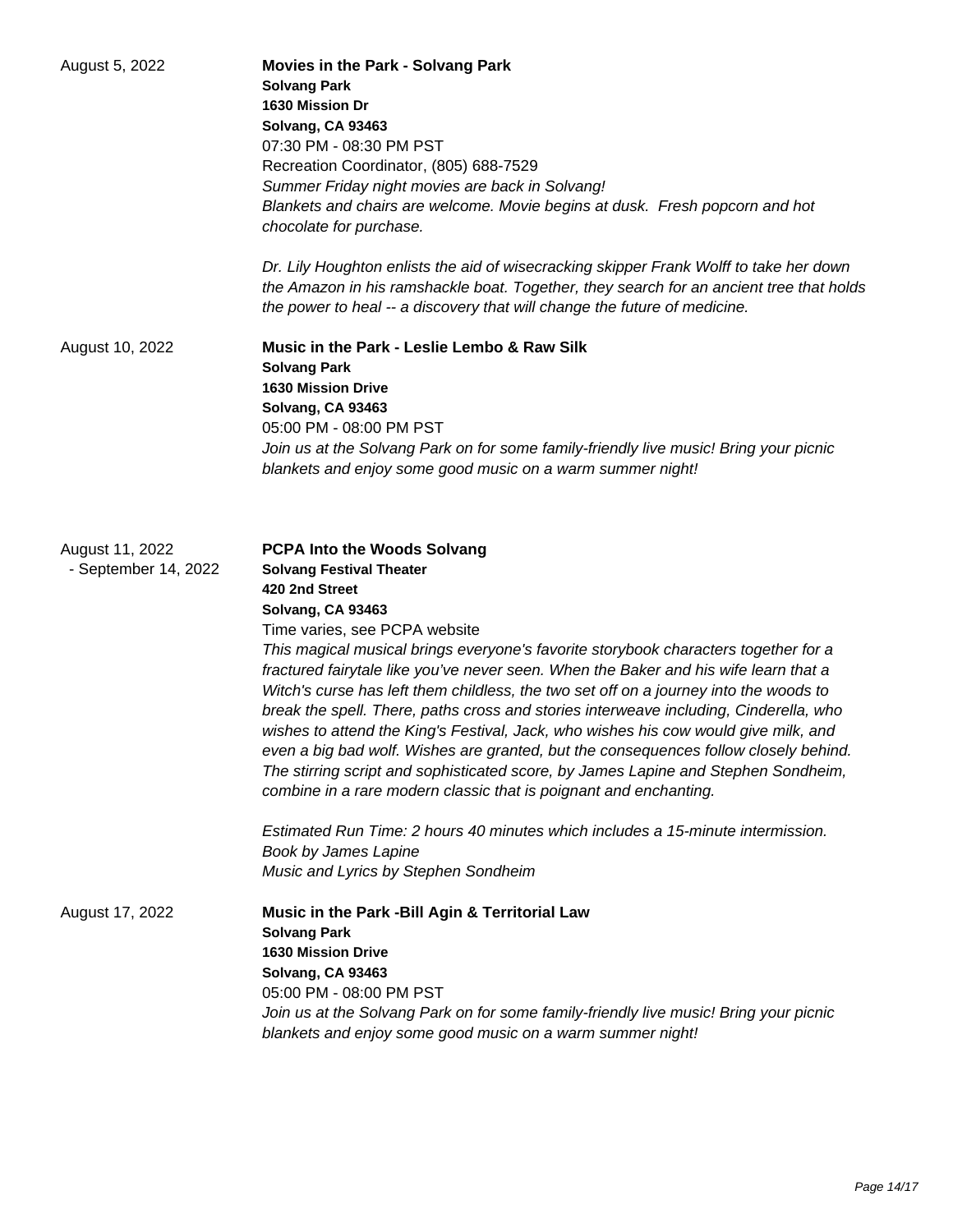August 5, 2022

**Movies in the Park - Solvang Park**
**Solvang Park**
**1630 Mission Dr**
**Solvang, CA 93463**
07:30 PM - 08:30 PM PST
Recreation Coordinator, (805) 688-7529
*Summer Friday night movies are back in Solvang!*
*Blankets and chairs are welcome. Movie begins at dusk. Fresh popcorn and hot chocolate for purchase.*

*Dr. Lily Houghton enlists the aid of wisecracking skipper Frank Wolff to take her down the Amazon in his ramshackle boat. Together, they search for an ancient tree that holds the power to heal -- a discovery that will change the future of medicine.*

August 10, 2022

**Music in the Park - Leslie Lembo & Raw Silk**
**Solvang Park**
**1630 Mission Drive**
**Solvang, CA 93463**
05:00 PM - 08:00 PM PST
*Join us at the Solvang Park on for some family-friendly live music! Bring your picnic blankets and enjoy some good music on a warm summer night!*

August 11, 2022 - September 14, 2022

**PCPA Into the Woods Solvang**
**Solvang Festival Theater**
**420 2nd Street**
**Solvang, CA 93463**
Time varies, see PCPA website
*This magical musical brings everyone's favorite storybook characters together for a fractured fairytale like you've never seen. When the Baker and his wife learn that a Witch's curse has left them childless, the two set off on a journey into the woods to break the spell. There, paths cross and stories interweave including, Cinderella, who wishes to attend the King's Festival, Jack, who wishes his cow would give milk, and even a big bad wolf. Wishes are granted, but the consequences follow closely behind. The stirring script and sophisticated score, by James Lapine and Stephen Sondheim, combine in a rare modern classic that is poignant and enchanting.*

*Estimated Run Time: 2 hours 40 minutes which includes a 15-minute intermission.*
*Book by James Lapine*
*Music and Lyrics by Stephen Sondheim*

August 17, 2022

**Music in the Park -Bill Agin & Territorial Law**
**Solvang Park**
**1630 Mission Drive**
**Solvang, CA 93463**
05:00 PM - 08:00 PM PST
*Join us at the Solvang Park on for some family-friendly live music! Bring your picnic blankets and enjoy some good music on a warm summer night!*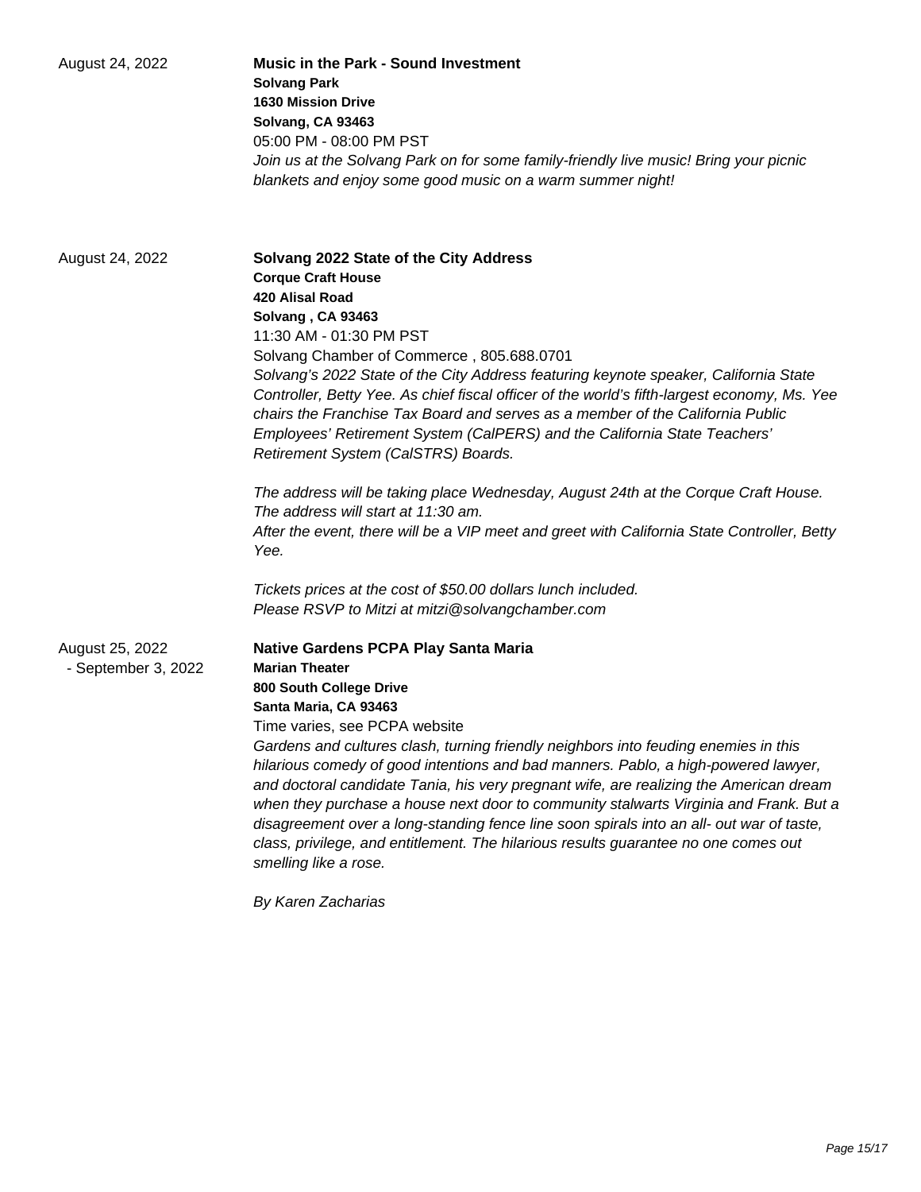August 24, 2022

**Music in the Park - Sound Investment**
**Solvang Park**
**1630 Mission Drive**
**Solvang, CA 93463**
05:00 PM - 08:00 PM PST
*Join us at the Solvang Park on for some family-friendly live music! Bring your picnic blankets and enjoy some good music on a warm summer night!*

August 24, 2022

**Solvang 2022 State of the City Address**
**Corque Craft House**
**420 Alisal Road**
**Solvang , CA 93463**
11:30 AM - 01:30 PM PST
Solvang Chamber of Commerce , 805.688.0701
*Solvang's 2022 State of the City Address featuring keynote speaker, California State Controller, Betty Yee. As chief fiscal officer of the world's fifth-largest economy, Ms. Yee chairs the Franchise Tax Board and serves as a member of the California Public Employees' Retirement System (CalPERS) and the California State Teachers' Retirement System (CalSTRS) Boards.*

*The address will be taking place Wednesday, August 24th at the Corque Craft House. The address will start at 11:30 am.*
*After the event, there will be a VIP meet and greet with California State Controller, Betty Yee.*

*Tickets prices at the cost of $50.00 dollars lunch included.*
*Please RSVP to Mitzi at mitzi@solvangchamber.com*

August 25, 2022 - September 3, 2022

**Native Gardens PCPA Play Santa Maria**
**Marian Theater**
**800 South College Drive**
**Santa Maria, CA 93463**
Time varies, see PCPA website
*Gardens and cultures clash, turning friendly neighbors into feuding enemies in this hilarious comedy of good intentions and bad manners. Pablo, a high-powered lawyer, and doctoral candidate Tania, his very pregnant wife, are realizing the American dream when they purchase a house next door to community stalwarts Virginia and Frank. But a disagreement over a long-standing fence line soon spirals into an all- out war of taste, class, privilege, and entitlement. The hilarious results guarantee no one comes out smelling like a rose.*

*By Karen Zacharias*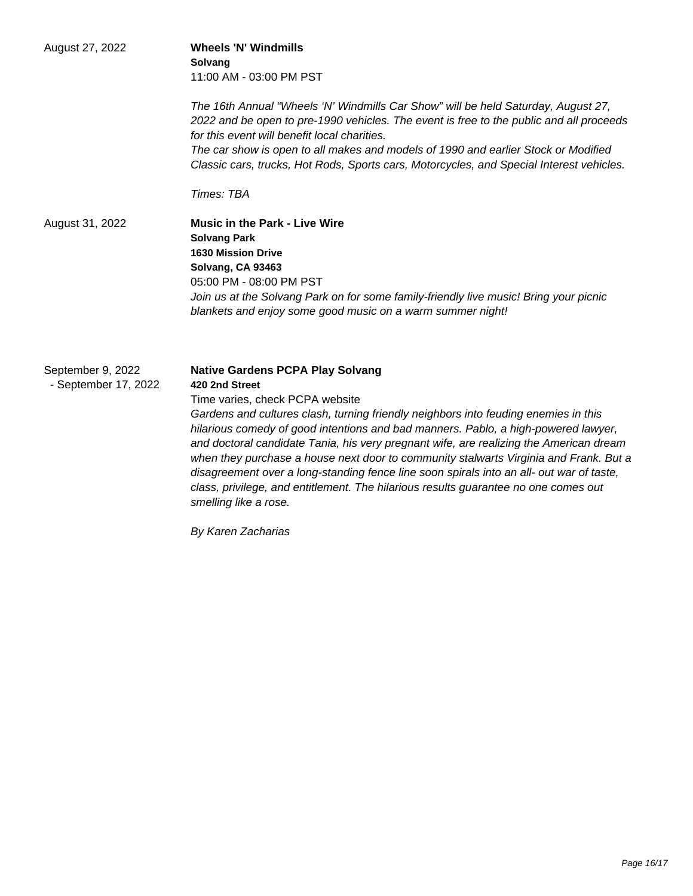August 27, 2022

**Wheels 'N' Windmills**
**Solvang**
11:00 AM - 03:00 PM PST

*The 16th Annual “Wheels ‘N’ Windmills Car Show” will be held Saturday, August 27, 2022 and be open to pre-1990 vehicles. The event is free to the public and all proceeds for this event will benefit local charities.*
*The car show is open to all makes and models of 1990 and earlier Stock or Modified Classic cars, trucks, Hot Rods, Sports cars, Motorcycles, and Special Interest vehicles.*

*Times: TBA*

August 31, 2022

**Music in the Park - Live Wire**
**Solvang Park**
**1630 Mission Drive**
**Solvang, CA 93463**
05:00 PM - 08:00 PM PST
*Join us at the Solvang Park on for some family-friendly live music! Bring your picnic blankets and enjoy some good music on a warm summer night!*

September 9, 2022 - September 17, 2022

**Native Gardens PCPA Play Solvang**
**420 2nd Street**
Time varies, check PCPA website
*Gardens and cultures clash, turning friendly neighbors into feuding enemies in this hilarious comedy of good intentions and bad manners. Pablo, a high-powered lawyer, and doctoral candidate Tania, his very pregnant wife, are realizing the American dream when they purchase a house next door to community stalwarts Virginia and Frank. But a disagreement over a long-standing fence line soon spirals into an all- out war of taste, class, privilege, and entitlement. The hilarious results guarantee no one comes out smelling like a rose.*

*By Karen Zacharias*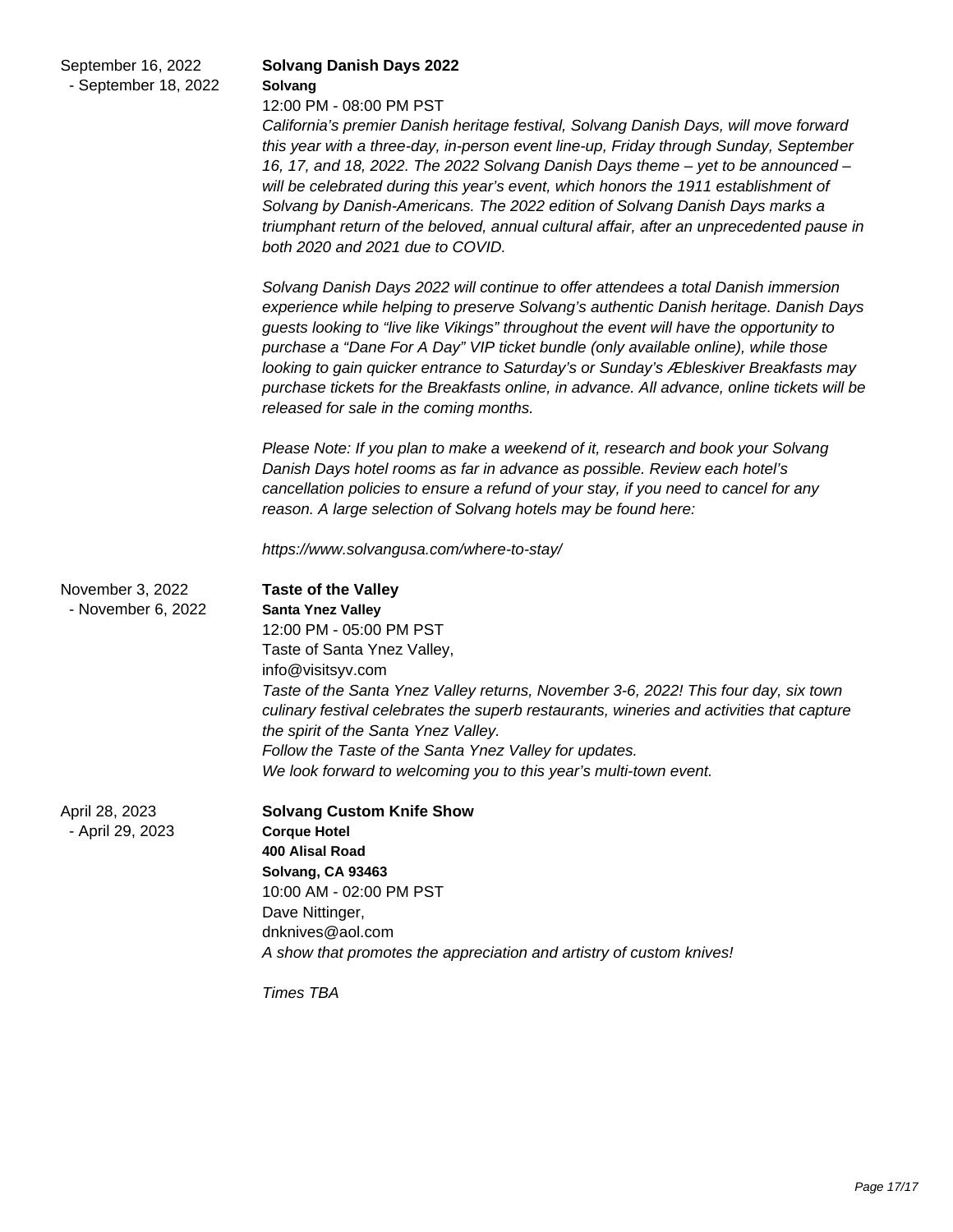September 16, 2022 - September 18, 2022

**Solvang Danish Days 2022**

**Solvang**

12:00 PM - 08:00 PM PST

*California's premier Danish heritage festival, Solvang Danish Days, will move forward this year with a three-day, in-person event line-up, Friday through Sunday, September 16, 17, and 18, 2022. The 2022 Solvang Danish Days theme – yet to be announced – will be celebrated during this year's event, which honors the 1911 establishment of Solvang by Danish-Americans. The 2022 edition of Solvang Danish Days marks a triumphant return of the beloved, annual cultural affair, after an unprecedented pause in both 2020 and 2021 due to COVID.*

*Solvang Danish Days 2022 will continue to offer attendees a total Danish immersion experience while helping to preserve Solvang's authentic Danish heritage. Danish Days guests looking to "live like Vikings" throughout the event will have the opportunity to purchase a "Dane For A Day" VIP ticket bundle (only available online), while those looking to gain quicker entrance to Saturday's or Sunday's Æbleskiver Breakfasts may purchase tickets for the Breakfasts online, in advance. All advance, online tickets will be released for sale in the coming months.*

*Please Note: If you plan to make a weekend of it, research and book your Solvang Danish Days hotel rooms as far in advance as possible. Review each hotel's cancellation policies to ensure a refund of your stay, if you need to cancel for any reason. A large selection of Solvang hotels may be found here:*

*https://www.solvangusa.com/where-to-stay/*

November 3, 2022 - November 6, 2022

**Taste of the Valley**

**Santa Ynez Valley**

12:00 PM - 05:00 PM PST

Taste of Santa Ynez Valley,
info@visitsyv.com

*Taste of the Santa Ynez Valley returns, November 3-6, 2022! This four day, six town culinary festival celebrates the superb restaurants, wineries and activities that capture the spirit of the Santa Ynez Valley.*
*Follow the Taste of the Santa Ynez Valley for updates.*
*We look forward to welcoming you to this year's multi-town event.*

April 28, 2023 - April 29, 2023

**Solvang Custom Knife Show**

**Corque Hotel**
**400 Alisal Road**
**Solvang, CA 93463**

10:00 AM - 02:00 PM PST

Dave Nittinger,
dnknives@aol.com

*A show that promotes the appreciation and artistry of custom knives!*

*Times TBA*